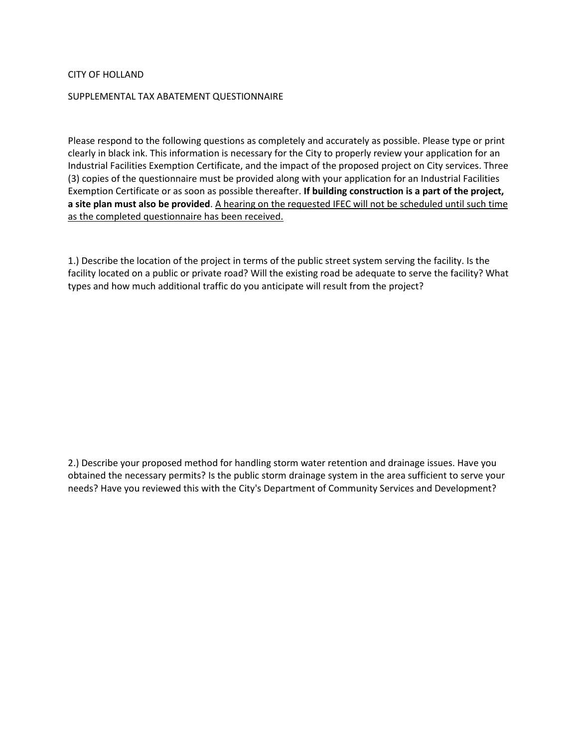CITY OF HOLLAND

SUPPLEMENTAL TAX ABATEMENT QUESTIONNAIRE

Please respond to the following questions as completely and accurately as possible. Please type or print clearly in black ink. This information is necessary for the City to properly review your application for an Industrial Facilities Exemption Certificate, and the impact of the proposed project on City services. Three (3) copies of the questionnaire must be provided along with your application for an Industrial Facilities Exemption Certificate or as soon as possible thereafter. **If building construction is a part of the project, a site plan must also be provided**. <u>A hearing on the requested IFEC will not be scheduled until such time as the completed questionnaire has been received.</u>

1.) Describe the location of the project in terms of the public street system serving the facility. Is the facility located on a public or private road? Will the existing road be adequate to serve the facility? What types and how much additional traffic do you anticipate will result from the project?

2.) Describe your proposed method for handling storm water retention and drainage issues. Have you obtained the necessary permits? Is the public storm drainage system in the area sufficient to serve your needs? Have you reviewed this with the City's Department of Community Services and Development?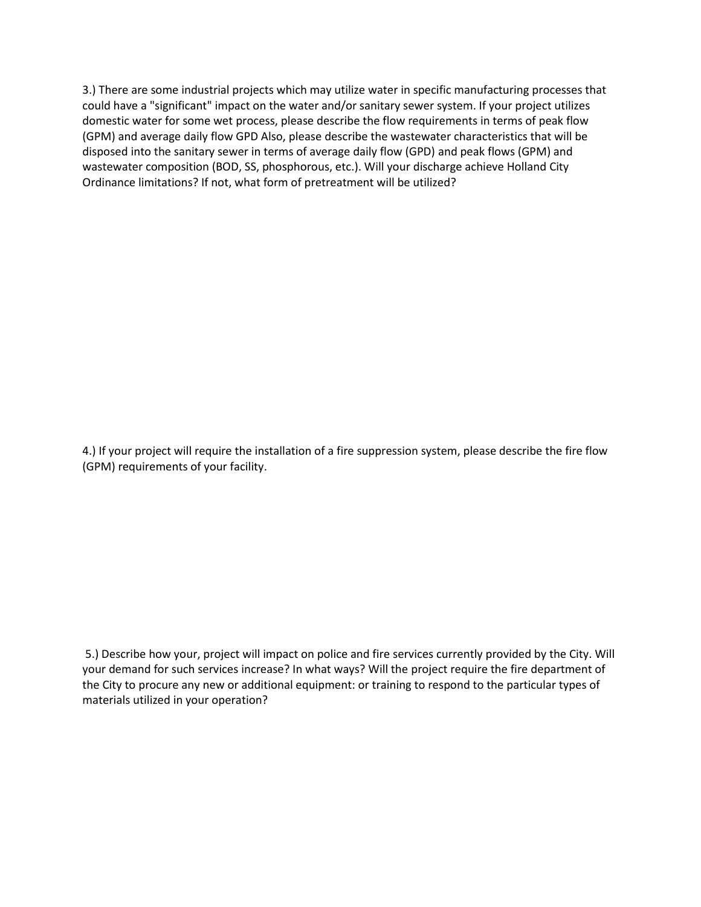3.) There are some industrial projects which may utilize water in specific manufacturing processes that could have a "significant" impact on the water and/or sanitary sewer system. If your project utilizes domestic water for some wet process, please describe the flow requirements in terms of peak flow (GPM) and average daily flow GPD Also, please describe the wastewater characteristics that will be disposed into the sanitary sewer in terms of average daily flow (GPD) and peak flows (GPM) and wastewater composition (BOD, SS, phosphorous, etc.). Will your discharge achieve Holland City Ordinance limitations? If not, what form of pretreatment will be utilized?

4.) If your project will require the installation of a fire suppression system, please describe the fire flow (GPM) requirements of your facility.

5.) Describe how your, project will impact on police and fire services currently provided by the City. Will your demand for such services increase? In what ways? Will the project require the fire department of the City to procure any new or additional equipment: or training to respond to the particular types of materials utilized in your operation?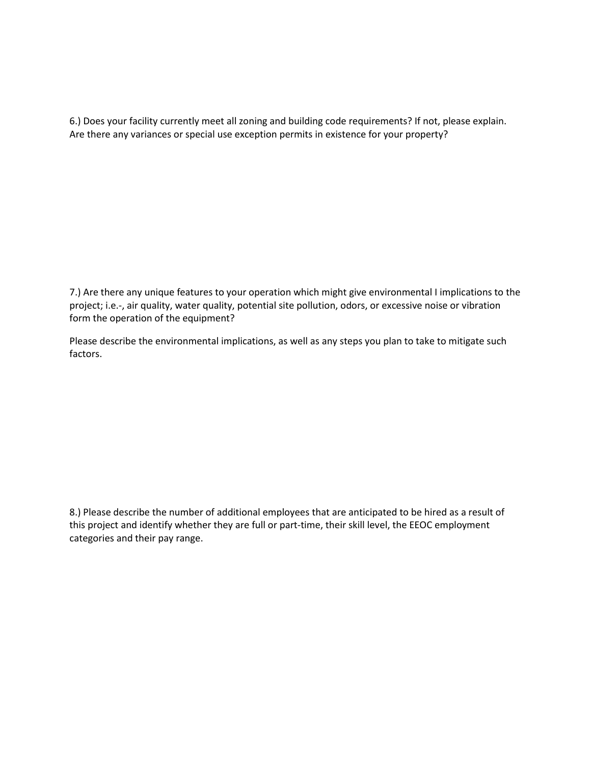6.) Does your facility currently meet all zoning and building code requirements? If not, please explain. Are there any variances or special use exception permits in existence for your property?

7.) Are there any unique features to your operation which might give environmental I implications to the project; i.e.-, air quality, water quality, potential site pollution, odors, or excessive noise or vibration form the operation of the equipment?

Please describe the environmental implications, as well as any steps you plan to take to mitigate such factors.

8.) Please describe the number of additional employees that are anticipated to be hired as a result of this project and identify whether they are full or part-time, their skill level, the EEOC employment categories and their pay range.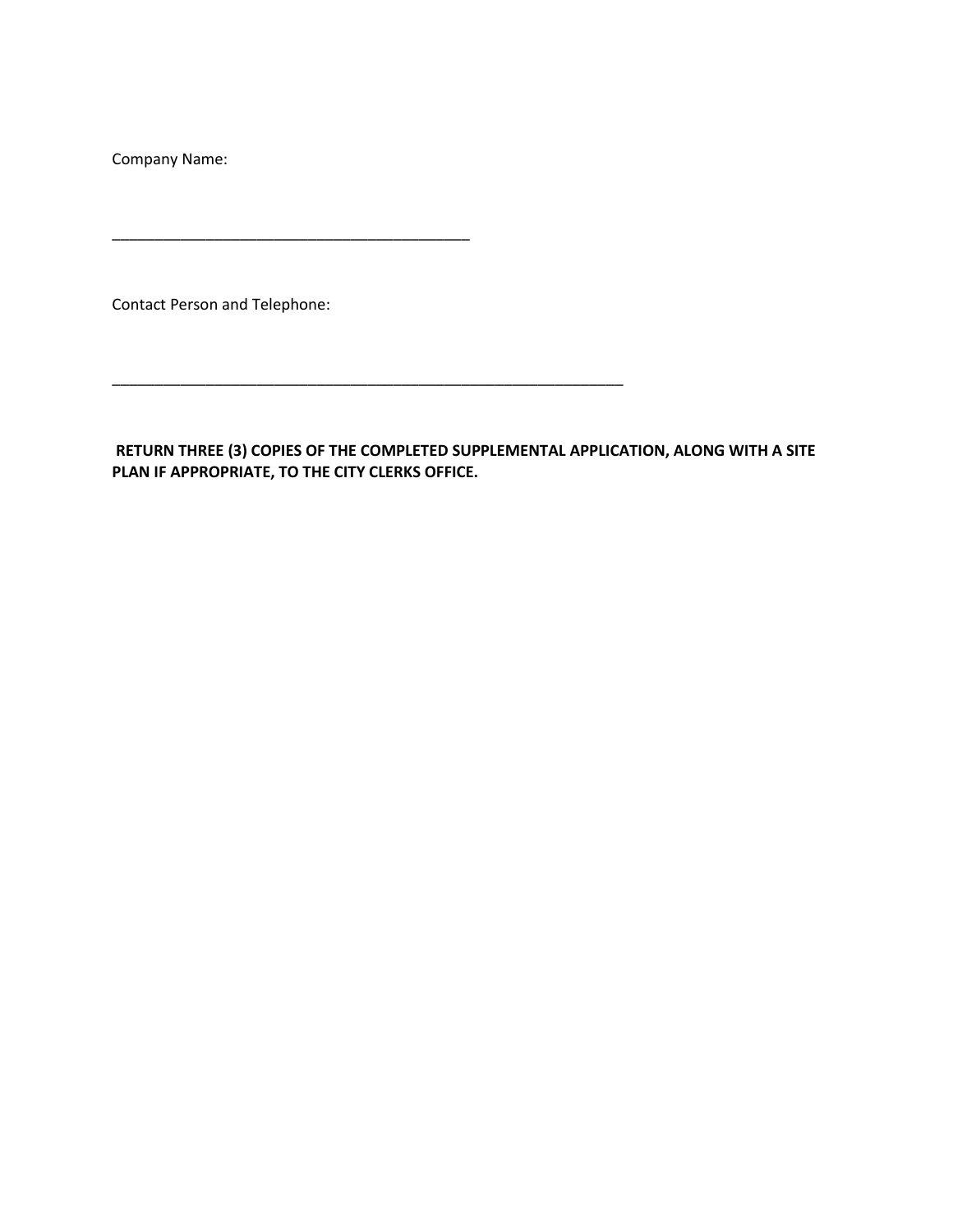Company Name:

___________________________________________

Contact Person and Telephone:

______________________________________________________________

**RETURN THREE (3) COPIES OF THE COMPLETED SUPPLEMENTAL APPLICATION, ALONG WITH A SITE PLAN IF APPROPRIATE, TO THE CITY CLERKS OFFICE.**